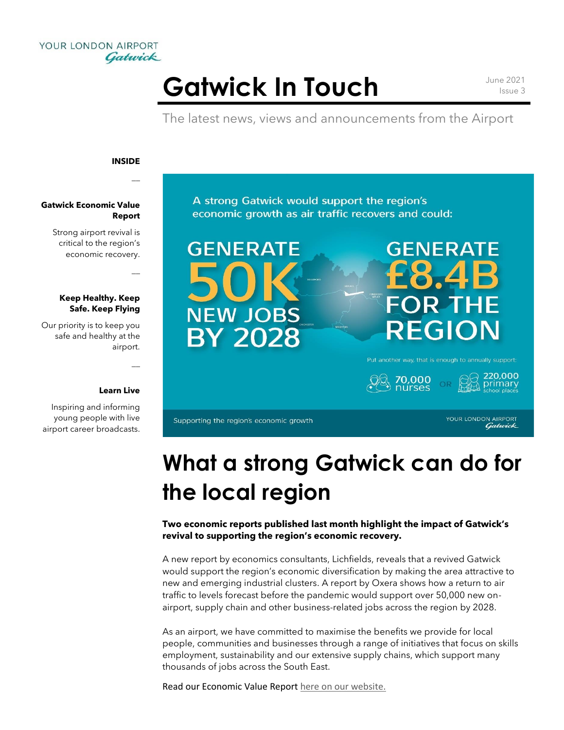YOUR LONDON AIRPORT Gatwick

# Gatwick In Touch

June 2021
Issue 3

The latest news, views and announcements from the Airport

**INSIDE**

**Gatwick Economic Value Report**

Strong airport revival is critical to the region's economic recovery.

**Keep Healthy. Keep Safe. Keep Flying**

Our priority is to keep you safe and healthy at the airport.

**Learn Live**

Inspiring and informing young people with live airport career broadcasts.

A strong Gatwick would support the region's economic growth as air traffic recovers and could:

GENERATE 50K NEW JOBS BY 2028

GENERATE £8.4B FOR THE REGION

Put another way, that is enough to annually support:

70,000 nurses OR 220,000 primary school places

Supporting the region's economic growth

YOUR LONDON AIRPORT Gatwick

# What a strong Gatwick can do for the local region

**Two economic reports published last month highlight the impact of Gatwick's revival to supporting the region's economic recovery.**

A new report by economics consultants, Lichfields, reveals that a revived Gatwick would support the region's economic diversification by making the area attractive to new and emerging industrial clusters. A report by Oxera shows how a return to air traffic to levels forecast before the pandemic would support over 50,000 new on-airport, supply chain and other business-related jobs across the region by 2028.

As an airport, we have committed to maximise the benefits we provide for local people, communities and businesses through a range of initiatives that focus on skills employment, sustainability and our extensive supply chains, which support many thousands of jobs across the South East.

Read our Economic Value Report here on our website.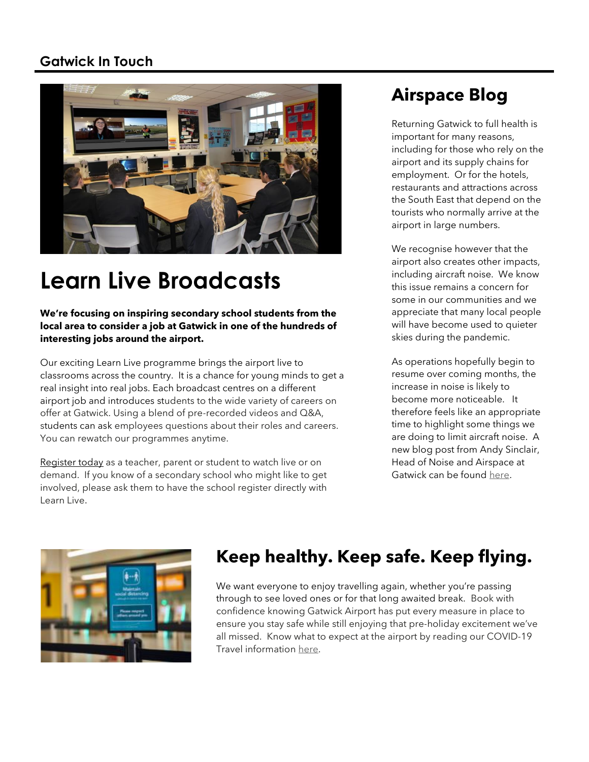## Learn Live Broadcasts

**We're focusing on inspiring secondary school students from the local area to consider a job at Gatwick in one of the hundreds of interesting jobs around the airport.**

Our exciting Learn Live programme brings the airport live to classrooms across the country. It is a chance for young minds to get a real insight into real jobs. Each broadcast centres on a different airport job and introduces students to the wide variety of careers on offer at Gatwick. Using a blend of pre-recorded videos and Q&A, students can ask employees questions about their roles and careers. You can rewatch our programmes anytime.

Register today as a teacher, parent or student to watch live or on demand. If you know of a secondary school who might like to get involved, please ask them to have the school register directly with Learn Live.

## Airspace Blog

Returning Gatwick to full health is important for many reasons, including for those who rely on the airport and its supply chains for employment. Or for the hotels, restaurants and attractions across the South East that depend on the tourists who normally arrive at the airport in large numbers.

We recognise however that the airport also creates other impacts, including aircraft noise. We know this issue remains a concern for some in our communities and we appreciate that many local people will have become used to quieter skies during the pandemic.

As operations hopefully begin to resume over coming months, the increase in noise is likely to become more noticeable. It therefore feels like an appropriate time to highlight some things we are doing to limit aircraft noise. A new blog post from Andy Sinclair, Head of Noise and Airspace at Gatwick can be found here.

## Keep healthy. Keep safe. Keep flying.

We want everyone to enjoy travelling again, whether you're passing through to see loved ones or for that long awaited break. Book with confidence knowing Gatwick Airport has put every measure in place to ensure you stay safe while still enjoying that pre-holiday excitement we've all missed. Know what to expect at the airport by reading our COVID-19 Travel information here.